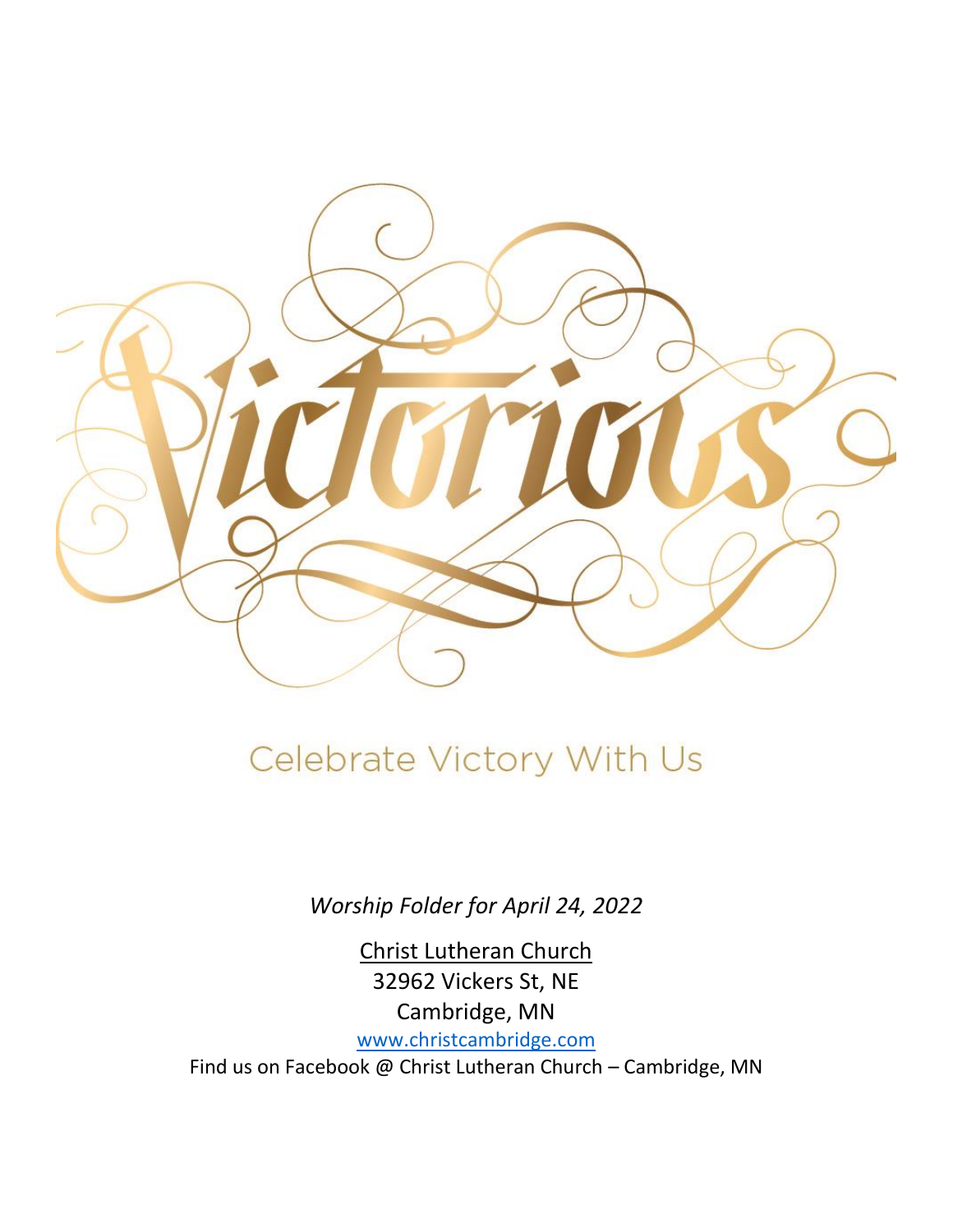# Victorious

Celebrate Victory With Us

*Worship Folder for April 24, 2022*

Christ Lutheran Church
32962 Vickers St, NE
Cambridge, MN
www.christcambridge.com
Find us on Facebook @ Christ Lutheran Church – Cambridge, MN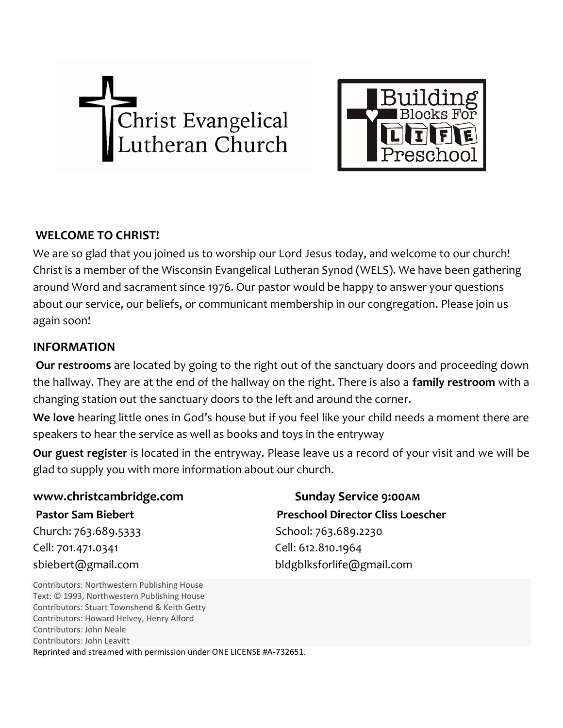Christ Evangelical Lutheran Church

Building Blocks For LIFE Preschool

## WELCOME TO CHRIST!

We are so glad that you joined us to worship our Lord Jesus today, and welcome to our church! Christ is a member of the Wisconsin Evangelical Lutheran Synod (WELS). We have been gathering around Word and sacrament since 1976. Our pastor would be happy to answer your questions about our service, our beliefs, or communicant membership in our congregation. Please join us again soon!

## INFORMATION

**Our restrooms** are located by going to the right out of the sanctuary doors and proceeding down the hallway. They are at the end of the hallway on the right. There is also a **family restroom** with a changing station out the sanctuary doors to the left and around the corner.

**We love** hearing little ones in God's house but if you feel like your child needs a moment there are speakers to hear the service as well as books and toys in the entryway

**Our guest register** is located in the entryway. Please leave us a record of your visit and we will be glad to supply you with more information about our church.

**www.christcambridge.com**

**Pastor Sam Biebert**
Church: 763.689.5333
Cell: 701.471.0341
sbiebert@gmail.com

**Sunday Service 9:00AM**

**Preschool Director Cliss Loescher**
School: 763.689.2230
Cell: 612.810.1964
bldgblksforlife@gmail.com

Contributors: Northwestern Publishing House
Text: © 1993, Northwestern Publishing House
Contributors: Stuart Townshend & Keith Getty
Contributors: Howard Helvey, Henry Alford
Contributors: John Neale
Contributors: John Leavitt
Reprinted and streamed with permission under ONE LICENSE #A-732651.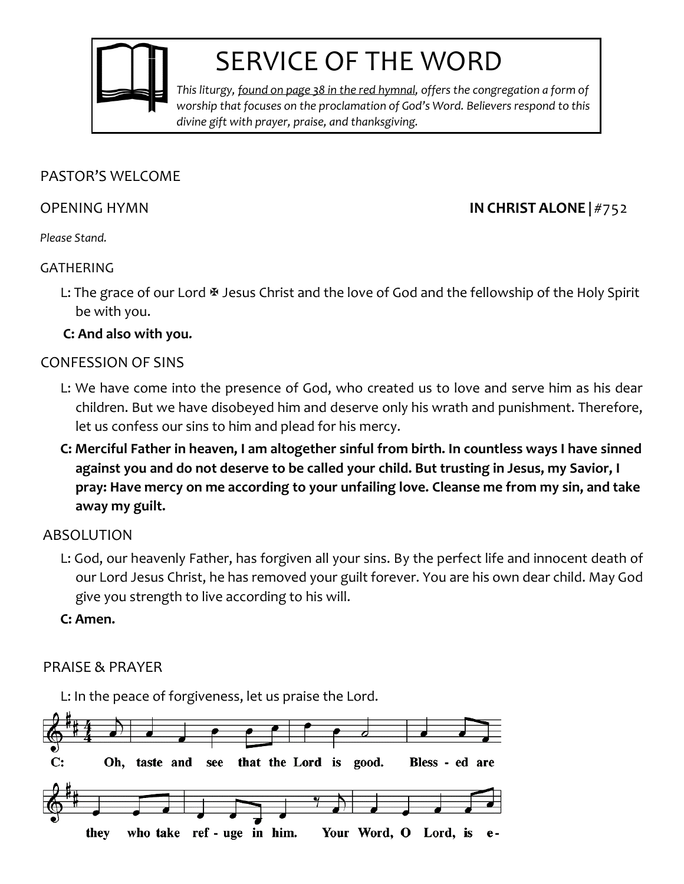# SERVICE OF THE WORD

*This liturgy, found on page 38 in the red hymnal, offers the congregation a form of worship that focuses on the proclamation of God's Word. Believers respond to this divine gift with prayer, praise, and thanksgiving.*

PASTOR'S WELCOME

OPENING HYMN **IN CHRIST ALONE |** #752

*Please Stand.*

GATHERING

L: The grace of our Lord ✠ Jesus Christ and the love of God and the fellowship of the Holy Spirit be with you.

**C: And also with you.**

CONFESSION OF SINS

L: We have come into the presence of God, who created us to love and serve him as his dear children. But we have disobeyed him and deserve only his wrath and punishment. Therefore, let us confess our sins to him and plead for his mercy.

**C: Merciful Father in heaven, I am altogether sinful from birth. In countless ways I have sinned against you and do not deserve to be called your child. But trusting in Jesus, my Savior, I pray: Have mercy on me according to your unfailing love. Cleanse me from my sin, and take away my guilt.**

ABSOLUTION

L: God, our heavenly Father, has forgiven all your sins. By the perfect life and innocent death of our Lord Jesus Christ, he has removed your guilt forever. You are his own dear child. May God give you strength to live according to his will.

**C: Amen.**

PRAISE & PRAYER

L: In the peace of forgiveness, let us praise the Lord.

**C:** Oh, taste and see that the Lord is good. Bless - ed are they who take ref - uge in him. Your Word, O Lord, is e-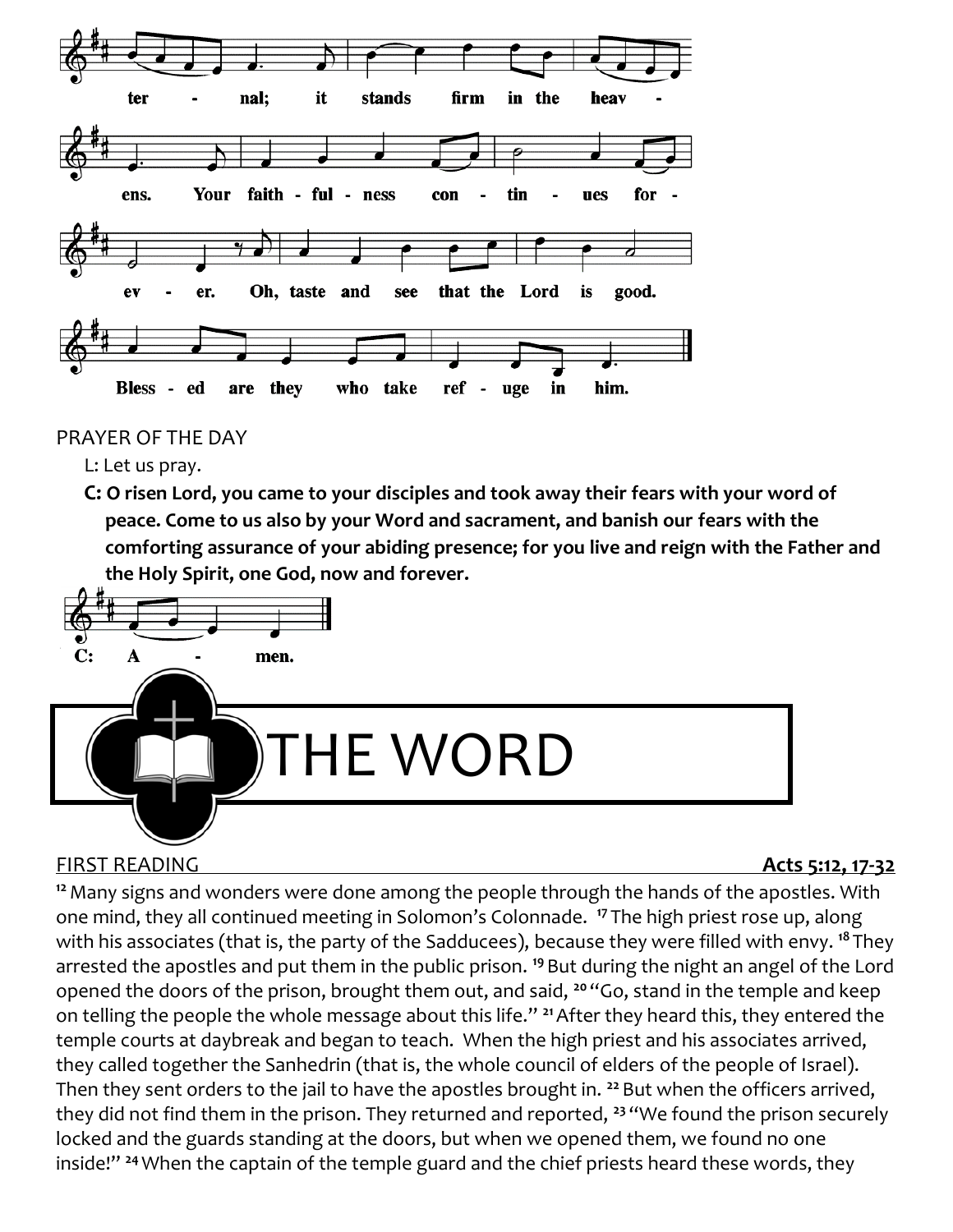ter - nal; it stands firm in the heav - ens. Your faith - ful - ness con - tin - ues for - ev - er. Oh, taste and see that the Lord is good. Bless - ed are they who take ref - uge in him.

PRAYER OF THE DAY

L: Let us pray.

**C: O risen Lord, you came to your disciples and took away their fears with your word of peace. Come to us also by your Word and sacrament, and banish our fears with the comforting assurance of your abiding presence; for you live and reign with the Father and the Holy Spirit, one God, now and forever.**

C: A - men.

# THE WORD

FIRST READING **Acts 5:12, 17-32**

[12] Many signs and wonders were done among the people through the hands of the apostles. With one mind, they all continued meeting in Solomon's Colonnade. [17] The high priest rose up, along with his associates (that is, the party of the Sadducees), because they were filled with envy. [18] They arrested the apostles and put them in the public prison. [19] But during the night an angel of the Lord opened the doors of the prison, brought them out, and said, [20] "Go, stand in the temple and keep on telling the people the whole message about this life." [21] After they heard this, they entered the temple courts at daybreak and began to teach. When the high priest and his associates arrived, they called together the Sanhedrin (that is, the whole council of elders of the people of Israel). Then they sent orders to the jail to have the apostles brought in. [22] But when the officers arrived, they did not find them in the prison. They returned and reported, [23] "We found the prison securely locked and the guards standing at the doors, but when we opened them, we found no one inside!" [24] When the captain of the temple guard and the chief priests heard these words, they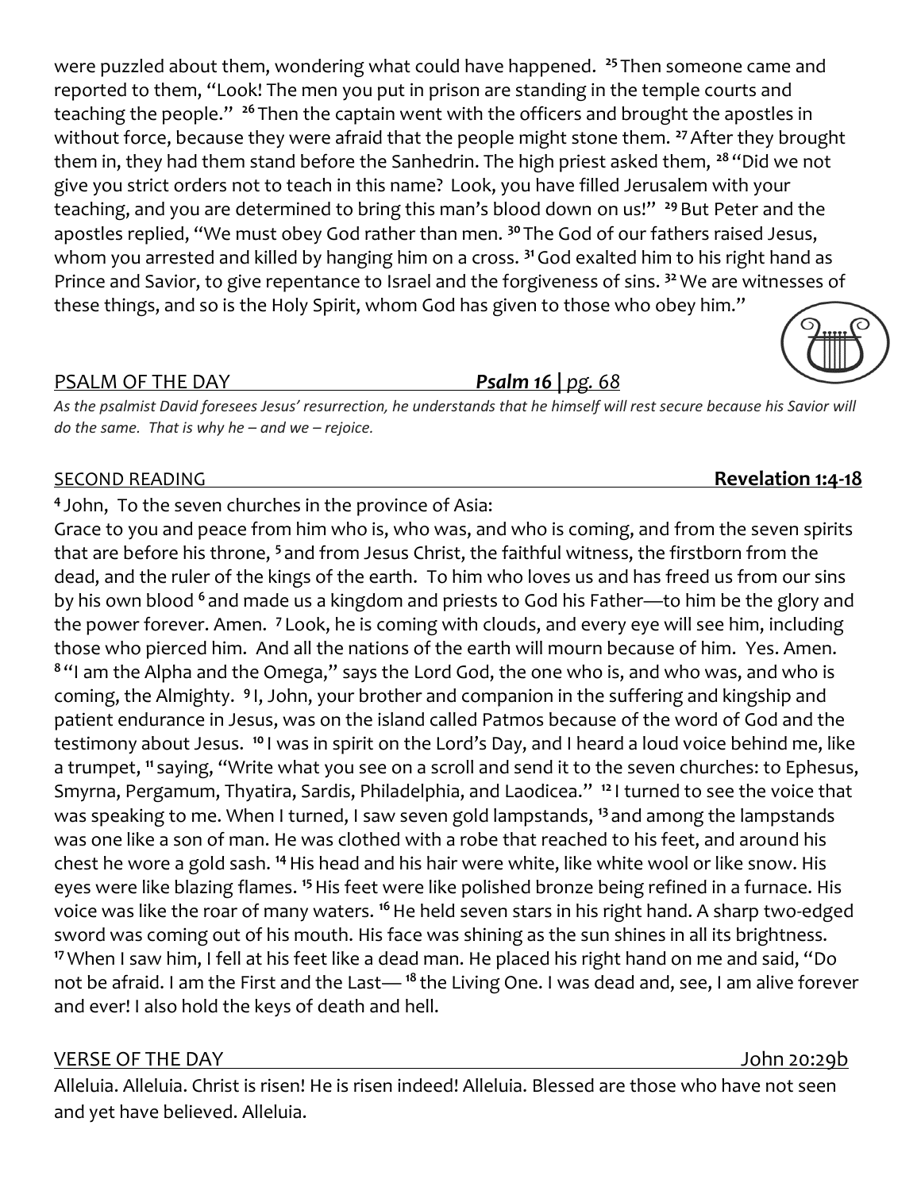were puzzled about them, wondering what could have happened. [25] Then someone came and reported to them, "Look! The men you put in prison are standing in the temple courts and teaching the people." [26] Then the captain went with the officers and brought the apostles in without force, because they were afraid that the people might stone them. [27] After they brought them in, they had them stand before the Sanhedrin. The high priest asked them, [28] "Did we not give you strict orders not to teach in this name? Look, you have filled Jerusalem with your teaching, and you are determined to bring this man's blood down on us!" [29] But Peter and the apostles replied, "We must obey God rather than men. [30] The God of our fathers raised Jesus, whom you arrested and killed by hanging him on a cross. [31] God exalted him to his right hand as Prince and Savior, to give repentance to Israel and the forgiveness of sins. [32] We are witnesses of these things, and so is the Holy Spirit, whom God has given to those who obey him."

## PSALM OF THE DAY — ***Psalm 16 |*** *pg. 68*

*As the psalmist David foresees Jesus' resurrection, he understands that he himself will rest secure because his Savior will do the same. That is why he – and we – rejoice.*

## SECOND READING — **Revelation 1:4-18**

[4] John, To the seven churches in the province of Asia:

Grace to you and peace from him who is, who was, and who is coming, and from the seven spirits that are before his throne, [5] and from Jesus Christ, the faithful witness, the firstborn from the dead, and the ruler of the kings of the earth. To him who loves us and has freed us from our sins by his own blood [6] and made us a kingdom and priests to God his Father—to him be the glory and the power forever. Amen. [7] Look, he is coming with clouds, and every eye will see him, including those who pierced him. And all the nations of the earth will mourn because of him. Yes. Amen. [8] "I am the Alpha and the Omega," says the Lord God, the one who is, and who was, and who is coming, the Almighty. [9] I, John, your brother and companion in the suffering and kingship and patient endurance in Jesus, was on the island called Patmos because of the word of God and the testimony about Jesus. [10] I was in spirit on the Lord's Day, and I heard a loud voice behind me, like a trumpet, [11] saying, "Write what you see on a scroll and send it to the seven churches: to Ephesus, Smyrna, Pergamum, Thyatira, Sardis, Philadelphia, and Laodicea." [12] I turned to see the voice that was speaking to me. When I turned, I saw seven gold lampstands, [13] and among the lampstands was one like a son of man. He was clothed with a robe that reached to his feet, and around his chest he wore a gold sash. [14] His head and his hair were white, like white wool or like snow. His eyes were like blazing flames. [15] His feet were like polished bronze being refined in a furnace. His voice was like the roar of many waters. [16] He held seven stars in his right hand. A sharp two-edged sword was coming out of his mouth. His face was shining as the sun shines in all its brightness. [17] When I saw him, I fell at his feet like a dead man. He placed his right hand on me and said, "Do not be afraid. I am the First and the Last— [18] the Living One. I was dead and, see, I am alive forever and ever! I also hold the keys of death and hell.

## VERSE OF THE DAY — John 20:29b

Alleluia. Alleluia. Christ is risen! He is risen indeed! Alleluia. Blessed are those who have not seen and yet have believed. Alleluia.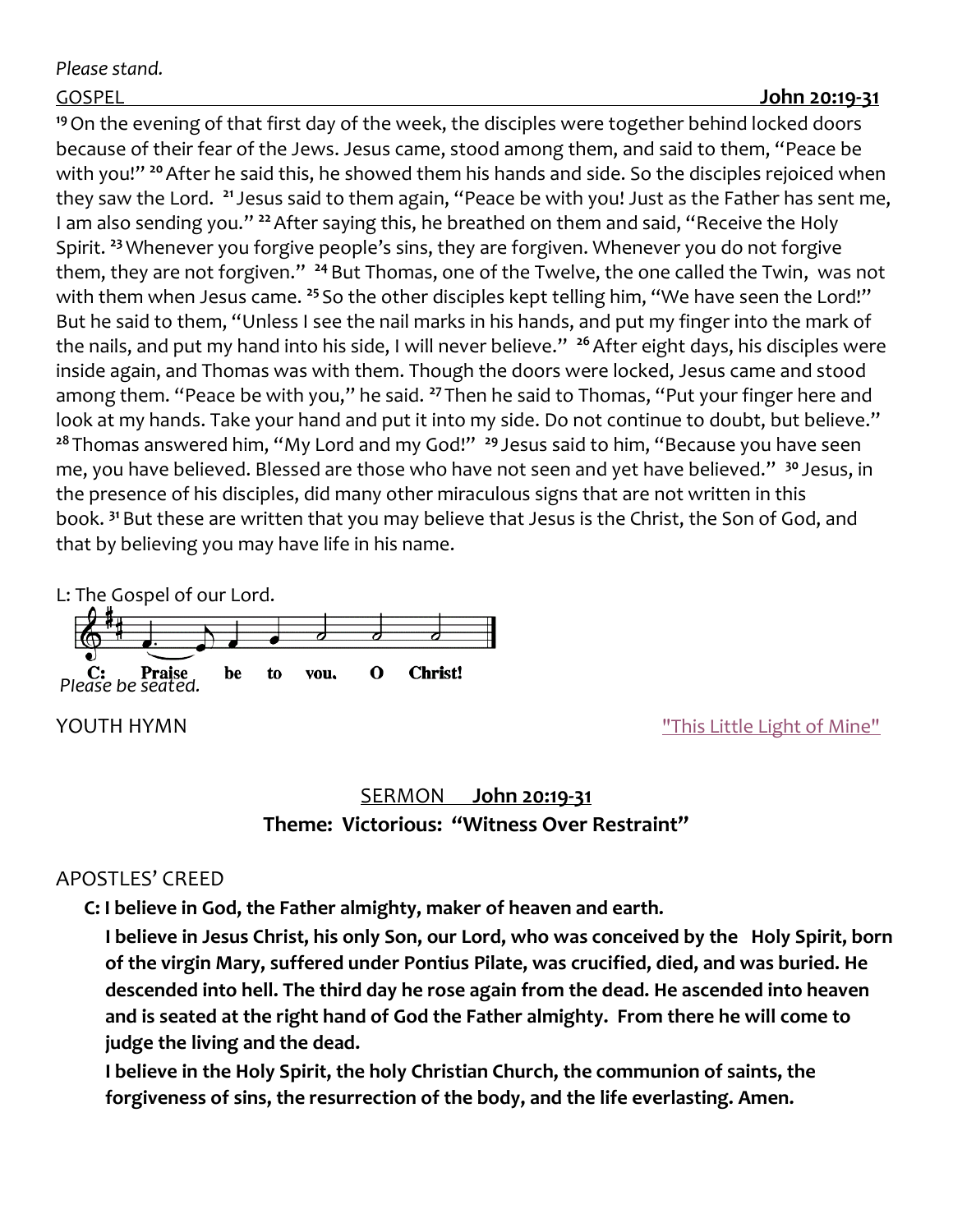*Please stand.*

GOSPEL **John 20:19-31**

[19] On the evening of that first day of the week, the disciples were together behind locked doors because of their fear of the Jews. Jesus came, stood among them, and said to them, "Peace be with you!" [20] After he said this, he showed them his hands and side. So the disciples rejoiced when they saw the Lord. [21] Jesus said to them again, "Peace be with you! Just as the Father has sent me, I am also sending you." [22] After saying this, he breathed on them and said, "Receive the Holy Spirit. [23] Whenever you forgive people's sins, they are forgiven. Whenever you do not forgive them, they are not forgiven." [24] But Thomas, one of the Twelve, the one called the Twin, was not with them when Jesus came. [25] So the other disciples kept telling him, "We have seen the Lord!" But he said to them, "Unless I see the nail marks in his hands, and put my finger into the mark of the nails, and put my hand into his side, I will never believe." [26] After eight days, his disciples were inside again, and Thomas was with them. Though the doors were locked, Jesus came and stood among them. "Peace be with you," he said. [27] Then he said to Thomas, "Put your finger here and look at my hands. Take your hand and put it into my side. Do not continue to doubt, but believe." [28] Thomas answered him, "My Lord and my God!" [29] Jesus said to him, "Because you have seen me, you have believed. Blessed are those who have not seen and yet have believed." [30] Jesus, in the presence of his disciples, did many other miraculous signs that are not written in this book. [31] But these are written that you may believe that Jesus is the Christ, the Son of God, and that by believing you may have life in his name.

L: The Gospel of our Lord.

**C: Praise be to you, O Christ!**

*Please be seated.*

YOUTH HYMN "This Little Light of Mine"

SERMON **John 20:19-31**

**Theme: Victorious: "Witness Over Restraint"**

APOSTLES' CREED

**C: I believe in God, the Father almighty, maker of heaven and earth.**

**I believe in Jesus Christ, his only Son, our Lord, who was conceived by the Holy Spirit, born of the virgin Mary, suffered under Pontius Pilate, was crucified, died, and was buried. He descended into hell. The third day he rose again from the dead. He ascended into heaven and is seated at the right hand of God the Father almighty. From there he will come to judge the living and the dead.**

**I believe in the Holy Spirit, the holy Christian Church, the communion of saints, the forgiveness of sins, the resurrection of the body, and the life everlasting. Amen.**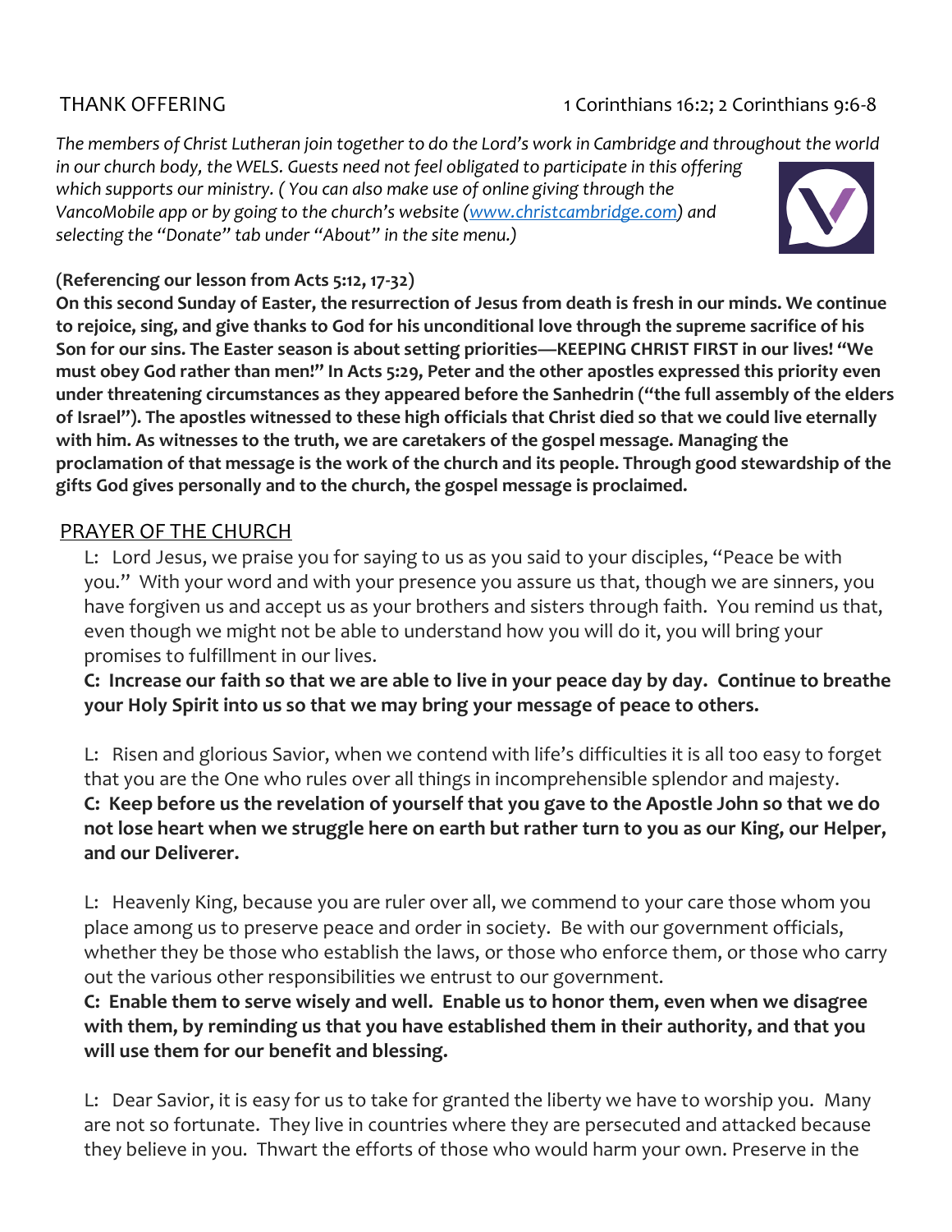THANK OFFERING 1 Corinthians 16:2; 2 Corinthians 9:6-8

*The members of Christ Lutheran join together to do the Lord's work in Cambridge and throughout the world in our church body, the WELS. Guests need not feel obligated to participate in this offering which supports our ministry. ( You can also make use of online giving through the VancoMobile app or by going to the church's website ([www.christcambridge.com](http://www.christcambridge.com)) and selecting the "Donate" tab under "About" in the site menu.)*

**(Referencing our lesson from Acts 5:12, 17-32)**

**On this second Sunday of Easter, the resurrection of Jesus from death is fresh in our minds. We continue to rejoice, sing, and give thanks to God for his unconditional love through the supreme sacrifice of his Son for our sins. The Easter season is about setting priorities—KEEPING CHRIST FIRST in our lives! "We must obey God rather than men!" In Acts 5:29, Peter and the other apostles expressed this priority even under threatening circumstances as they appeared before the Sanhedrin ("the full assembly of the elders of Israel"). The apostles witnessed to these high officials that Christ died so that we could live eternally with him. As witnesses to the truth, we are caretakers of the gospel message. Managing the proclamation of that message is the work of the church and its people. Through good stewardship of the gifts God gives personally and to the church, the gospel message is proclaimed.**

## PRAYER OF THE CHURCH

L: Lord Jesus, we praise you for saying to us as you said to your disciples, "Peace be with you." With your word and with your presence you assure us that, though we are sinners, you have forgiven us and accept us as your brothers and sisters through faith. You remind us that, even though we might not be able to understand how you will do it, you will bring your promises to fulfillment in our lives.

**C: Increase our faith so that we are able to live in your peace day by day. Continue to breathe your Holy Spirit into us so that we may bring your message of peace to others.**

L: Risen and glorious Savior, when we contend with life's difficulties it is all too easy to forget that you are the One who rules over all things in incomprehensible splendor and majesty.

**C: Keep before us the revelation of yourself that you gave to the Apostle John so that we do not lose heart when we struggle here on earth but rather turn to you as our King, our Helper, and our Deliverer.**

L: Heavenly King, because you are ruler over all, we commend to your care those whom you place among us to preserve peace and order in society. Be with our government officials, whether they be those who establish the laws, or those who enforce them, or those who carry out the various other responsibilities we entrust to our government.

**C: Enable them to serve wisely and well. Enable us to honor them, even when we disagree with them, by reminding us that you have established them in their authority, and that you will use them for our benefit and blessing.**

L: Dear Savior, it is easy for us to take for granted the liberty we have to worship you. Many are not so fortunate. They live in countries where they are persecuted and attacked because they believe in you. Thwart the efforts of those who would harm your own. Preserve in the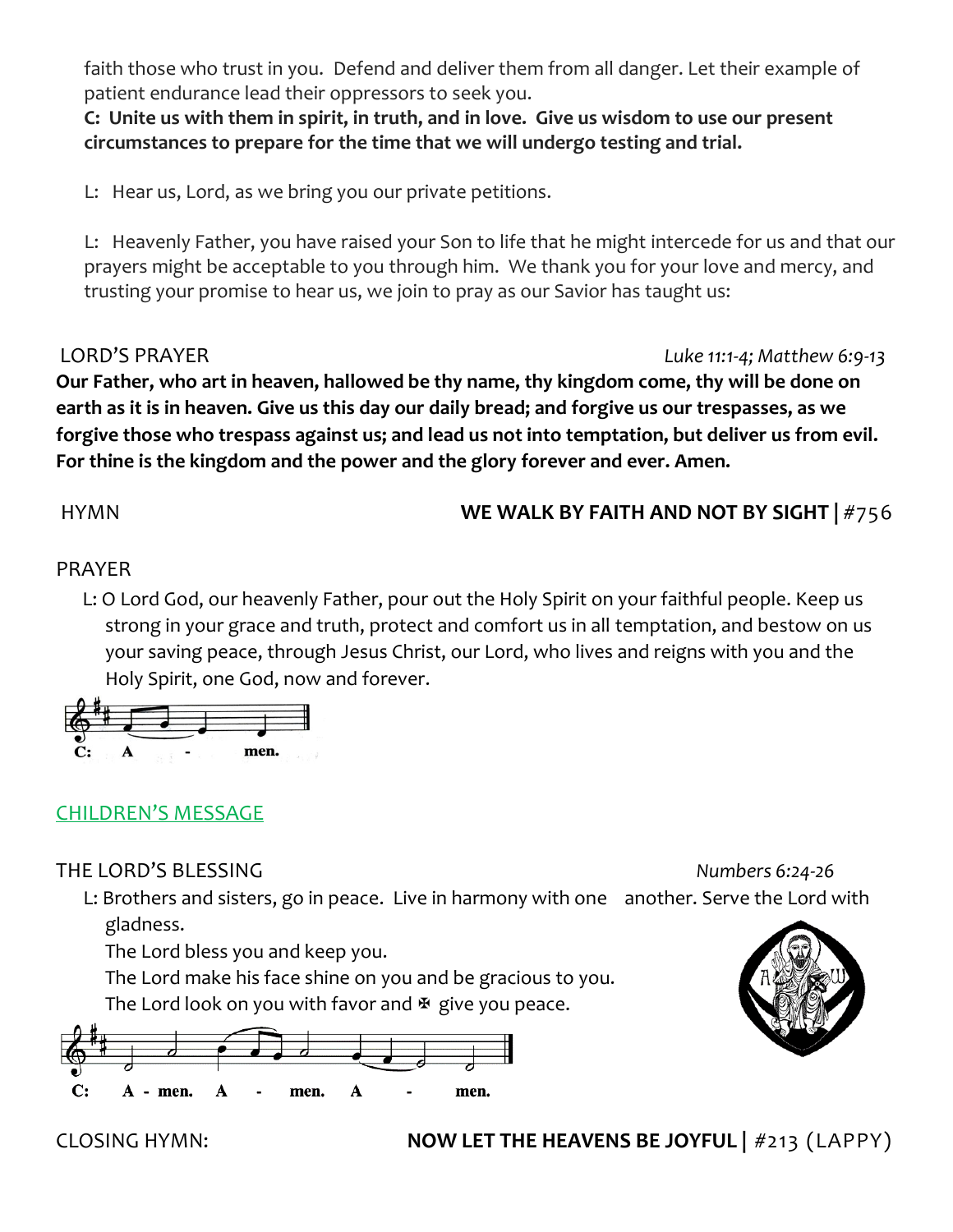faith those who trust in you. Defend and deliver them from all danger. Let their example of patient endurance lead their oppressors to seek you.

**C: Unite us with them in spirit, in truth, and in love. Give us wisdom to use our present circumstances to prepare for the time that we will undergo testing and trial.**

L: Hear us, Lord, as we bring you our private petitions.

L: Heavenly Father, you have raised your Son to life that he might intercede for us and that our prayers might be acceptable to you through him. We thank you for your love and mercy, and trusting your promise to hear us, we join to pray as our Savior has taught us:

LORD'S PRAYER *Luke 11:1-4; Matthew 6:9-13*

**Our Father, who art in heaven, hallowed be thy name, thy kingdom come, thy will be done on earth as it is in heaven. Give us this day our daily bread; and forgive us our trespasses, as we forgive those who trespass against us; and lead us not into temptation, but deliver us from evil. For thine is the kingdom and the power and the glory forever and ever. Amen.**

HYMN **WE WALK BY FAITH AND NOT BY SIGHT |** #756

PRAYER

L: O Lord God, our heavenly Father, pour out the Holy Spirit on your faithful people. Keep us strong in your grace and truth, protect and comfort us in all temptation, and bestow on us your saving peace, through Jesus Christ, our Lord, who lives and reigns with you and the Holy Spirit, one God, now and forever.

C: Amen.

CHILDREN'S MESSAGE

THE LORD'S BLESSING *Numbers 6:24-26*

L: Brothers and sisters, go in peace. Live in harmony with one another. Serve the Lord with gladness.
The Lord bless you and keep you.
The Lord make his face shine on you and be gracious to you.
The Lord look on you with favor and ✠ give you peace.

C: Amen. Amen. Amen.

CLOSING HYMN: **NOW LET THE HEAVENS BE JOYFUL |** #213 (LAPPY)